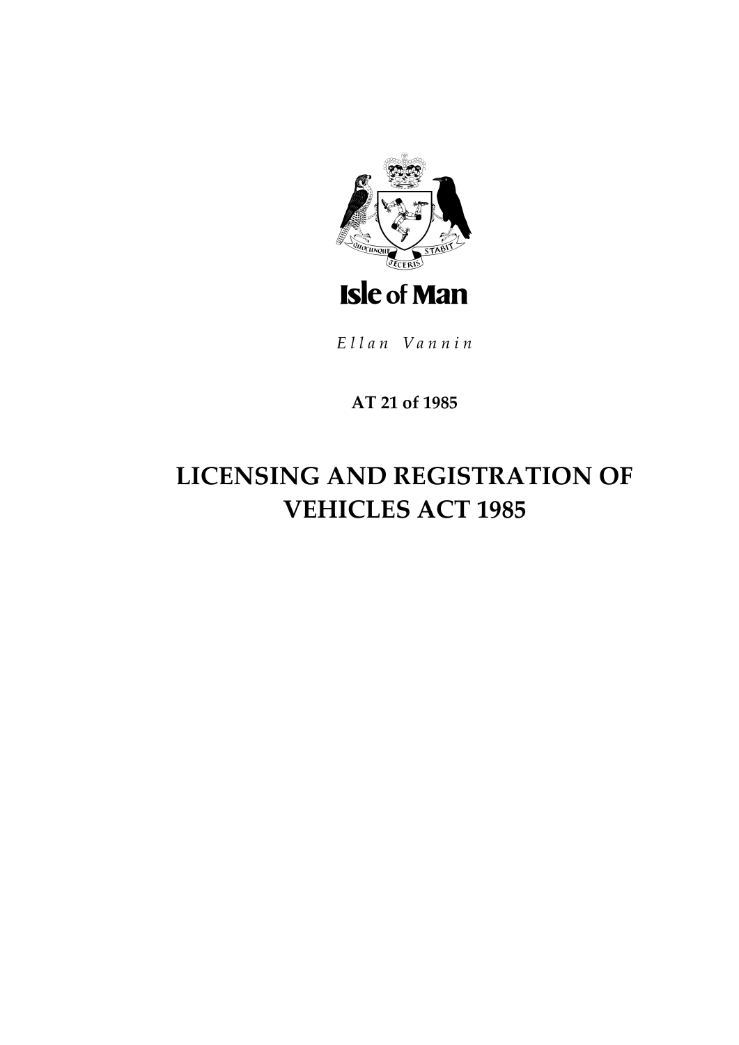Isle of Man

*Ellan Vannin*

**AT 21 of 1985**

# LICENSING AND REGISTRATION OF VEHICLES ACT 1985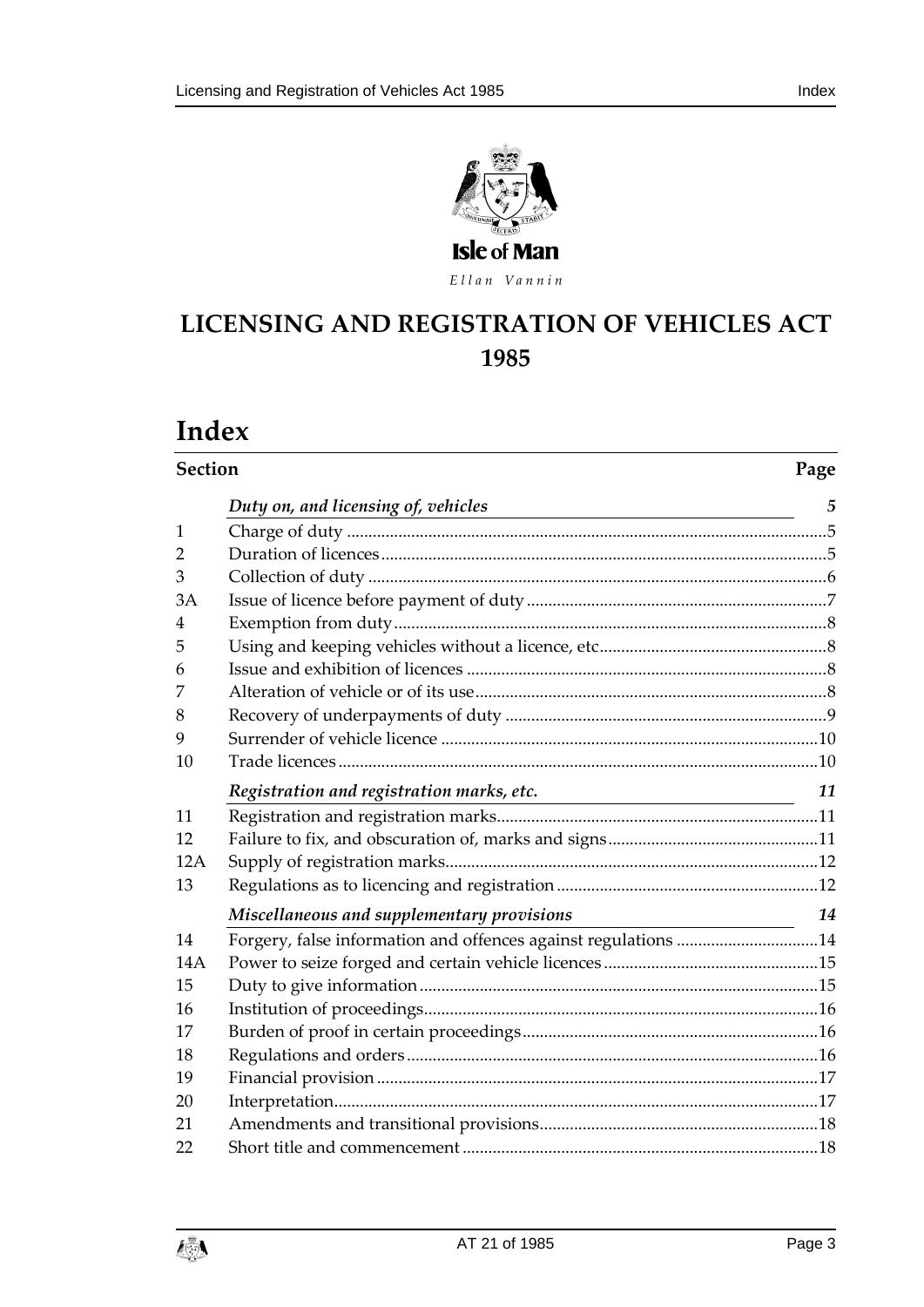Isle of Man

*Ellan Vannin*

# LICENSING AND REGISTRATION OF VEHICLES ACT 1985

## Index

| Section | | Page |
|---|---|---|
| | *Duty on, and licensing of, vehicles* | *5* |
| 1 | Charge of duty | 5 |
| 2 | Duration of licences | 5 |
| 3 | Collection of duty | 6 |
| 3A | Issue of licence before payment of duty | 7 |
| 4 | Exemption from duty | 8 |
| 5 | Using and keeping vehicles without a licence, etc | 8 |
| 6 | Issue and exhibition of licences | 8 |
| 7 | Alteration of vehicle or of its use | 8 |
| 8 | Recovery of underpayments of duty | 9 |
| 9 | Surrender of vehicle licence | 10 |
| 10 | Trade licences | 10 |
| | *Registration and registration marks, etc.* | *11* |
| 11 | Registration and registration marks | 11 |
| 12 | Failure to fix, and obscuration of, marks and signs | 11 |
| 12A | Supply of registration marks | 12 |
| 13 | Regulations as to licencing and registration | 12 |
| | *Miscellaneous and supplementary provisions* | *14* |
| 14 | Forgery, false information and offences against regulations | 14 |
| 14A | Power to seize forged and certain vehicle licences | 15 |
| 15 | Duty to give information | 15 |
| 16 | Institution of proceedings | 16 |
| 17 | Burden of proof in certain proceedings | 16 |
| 18 | Regulations and orders | 16 |
| 19 | Financial provision | 17 |
| 20 | Interpretation | 17 |
| 21 | Amendments and transitional provisions | 18 |
| 22 | Short title and commencement | 18 |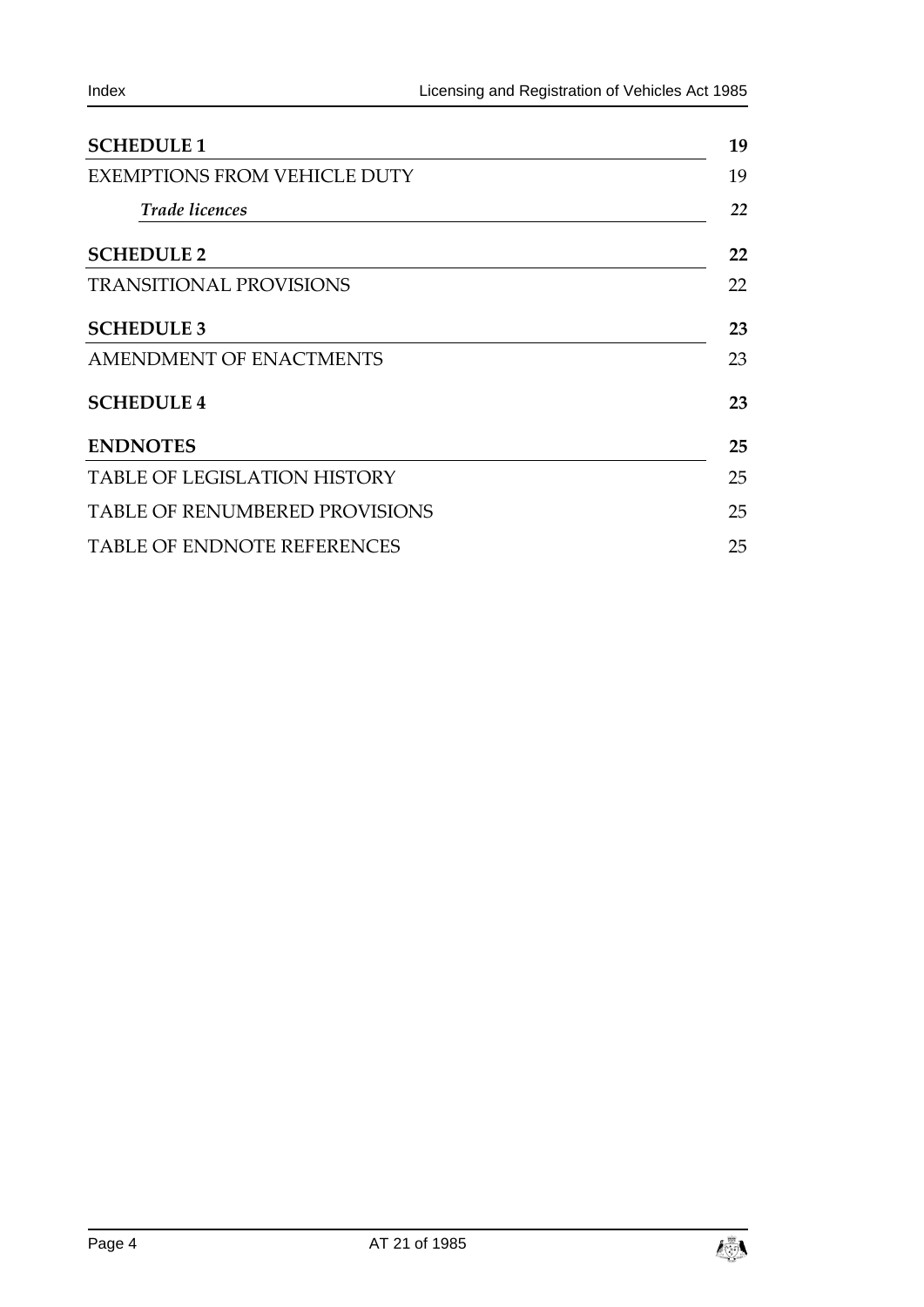| | |
|---|---|
| **SCHEDULE 1** | **19** |
| EXEMPTIONS FROM VEHICLE DUTY | 19 |
| *Trade licences* | *22* |
| **SCHEDULE 2** | **22** |
| TRANSITIONAL PROVISIONS | 22 |
| **SCHEDULE 3** | **23** |
| AMENDMENT OF ENACTMENTS | 23 |
| **SCHEDULE 4** | **23** |
| **ENDNOTES** | **25** |
| TABLE OF LEGISLATION HISTORY | 25 |
| TABLE OF RENUMBERED PROVISIONS | 25 |
| TABLE OF ENDNOTE REFERENCES | 25 |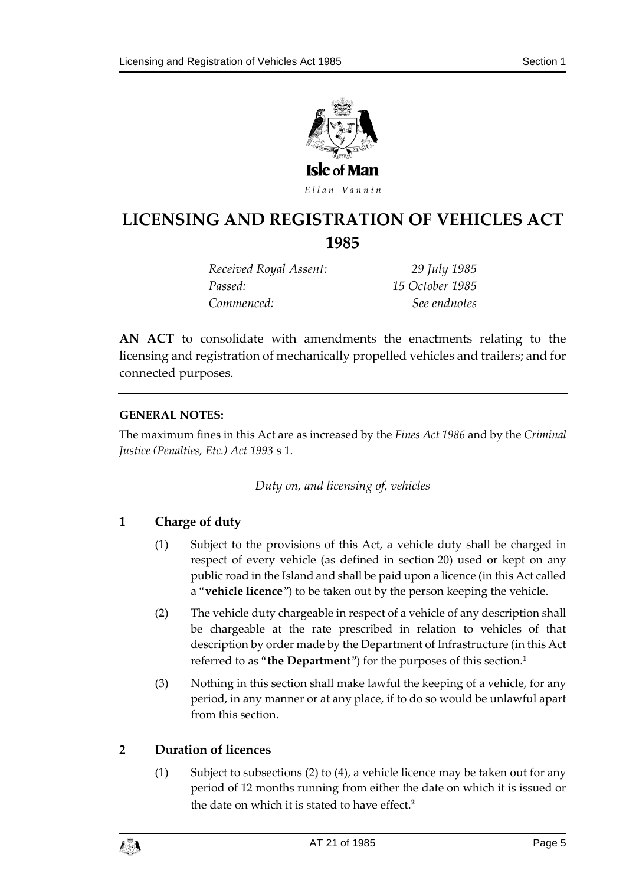Isle of Man

*Ellan Vannin*

# LICENSING AND REGISTRATION OF VEHICLES ACT 1985

| | |
|---|---|
| *Received Royal Assent:* | *29 July 1985* |
| *Passed:* | *15 October 1985* |
| *Commenced:* | *See endnotes* |

**AN ACT** to consolidate with amendments the enactments relating to the licensing and registration of mechanically propelled vehicles and trailers; and for connected purposes.

---

**GENERAL NOTES:**

The maximum fines in this Act are as increased by the *Fines Act 1986* and by the *Criminal Justice (Penalties, Etc.) Act 1993* s 1.

*Duty on, and licensing of, vehicles*

## 1 Charge of duty

(1) Subject to the provisions of this Act, a vehicle duty shall be charged in respect of every vehicle (as defined in section 20) used or kept on any public road in the Island and shall be paid upon a licence (in this Act called a "**vehicle licence**") to be taken out by the person keeping the vehicle.

(2) The vehicle duty chargeable in respect of a vehicle of any description shall be chargeable at the rate prescribed in relation to vehicles of that description by order made by the Department of Infrastructure (in this Act referred to as "**the Department**") for the purposes of this section.[1]

(3) Nothing in this section shall make lawful the keeping of a vehicle, for any period, in any manner or at any place, if to do so would be unlawful apart from this section.

## 2 Duration of licences

(1) Subject to subsections (2) to (4), a vehicle licence may be taken out for any period of 12 months running from either the date on which it is issued or the date on which it is stated to have effect.[2]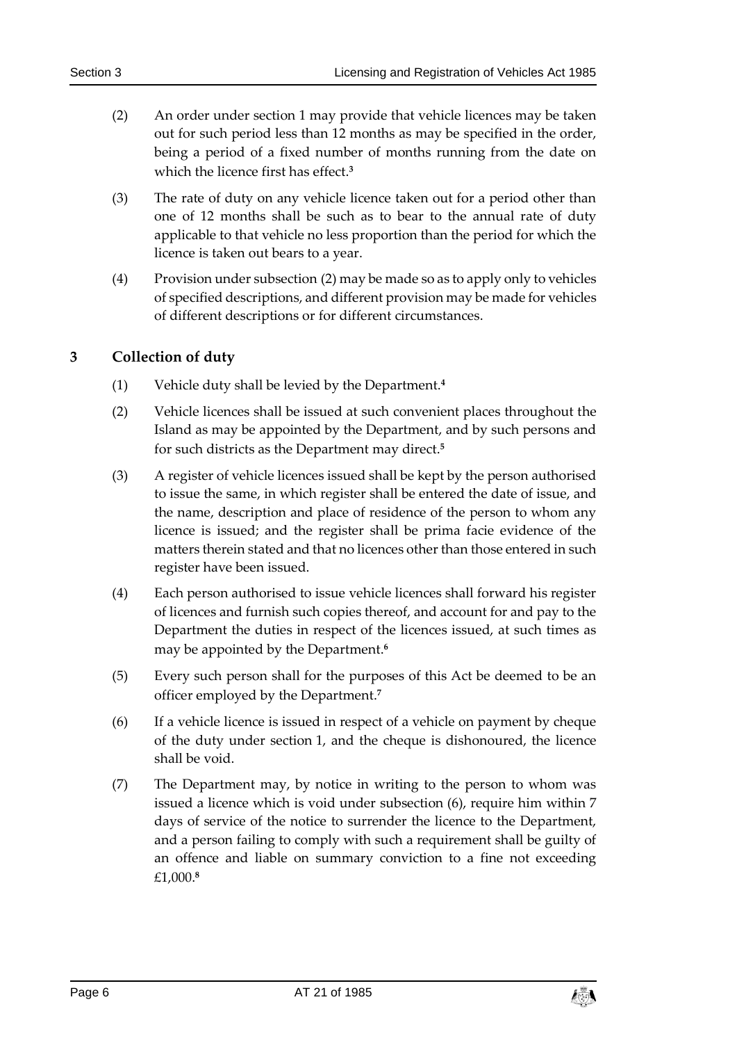(2) An order under section 1 may provide that vehicle licences may be taken out for such period less than 12 months as may be specified in the order, being a period of a fixed number of months running from the date on which the licence first has effect.[3]

(3) The rate of duty on any vehicle licence taken out for a period other than one of 12 months shall be such as to bear to the annual rate of duty applicable to that vehicle no less proportion than the period for which the licence is taken out bears to a year.

(4) Provision under subsection (2) may be made so as to apply only to vehicles of specified descriptions, and different provision may be made for vehicles of different descriptions or for different circumstances.

## 3 Collection of duty

(1) Vehicle duty shall be levied by the Department.[4]

(2) Vehicle licences shall be issued at such convenient places throughout the Island as may be appointed by the Department, and by such persons and for such districts as the Department may direct.[5]

(3) A register of vehicle licences issued shall be kept by the person authorised to issue the same, in which register shall be entered the date of issue, and the name, description and place of residence of the person to whom any licence is issued; and the register shall be prima facie evidence of the matters therein stated and that no licences other than those entered in such register have been issued.

(4) Each person authorised to issue vehicle licences shall forward his register of licences and furnish such copies thereof, and account for and pay to the Department the duties in respect of the licences issued, at such times as may be appointed by the Department.[6]

(5) Every such person shall for the purposes of this Act be deemed to be an officer employed by the Department.[7]

(6) If a vehicle licence is issued in respect of a vehicle on payment by cheque of the duty under section 1, and the cheque is dishonoured, the licence shall be void.

(7) The Department may, by notice in writing to the person to whom was issued a licence which is void under subsection (6), require him within 7 days of service of the notice to surrender the licence to the Department, and a person failing to comply with such a requirement shall be guilty of an offence and liable on summary conviction to a fine not exceeding £1,000.[8]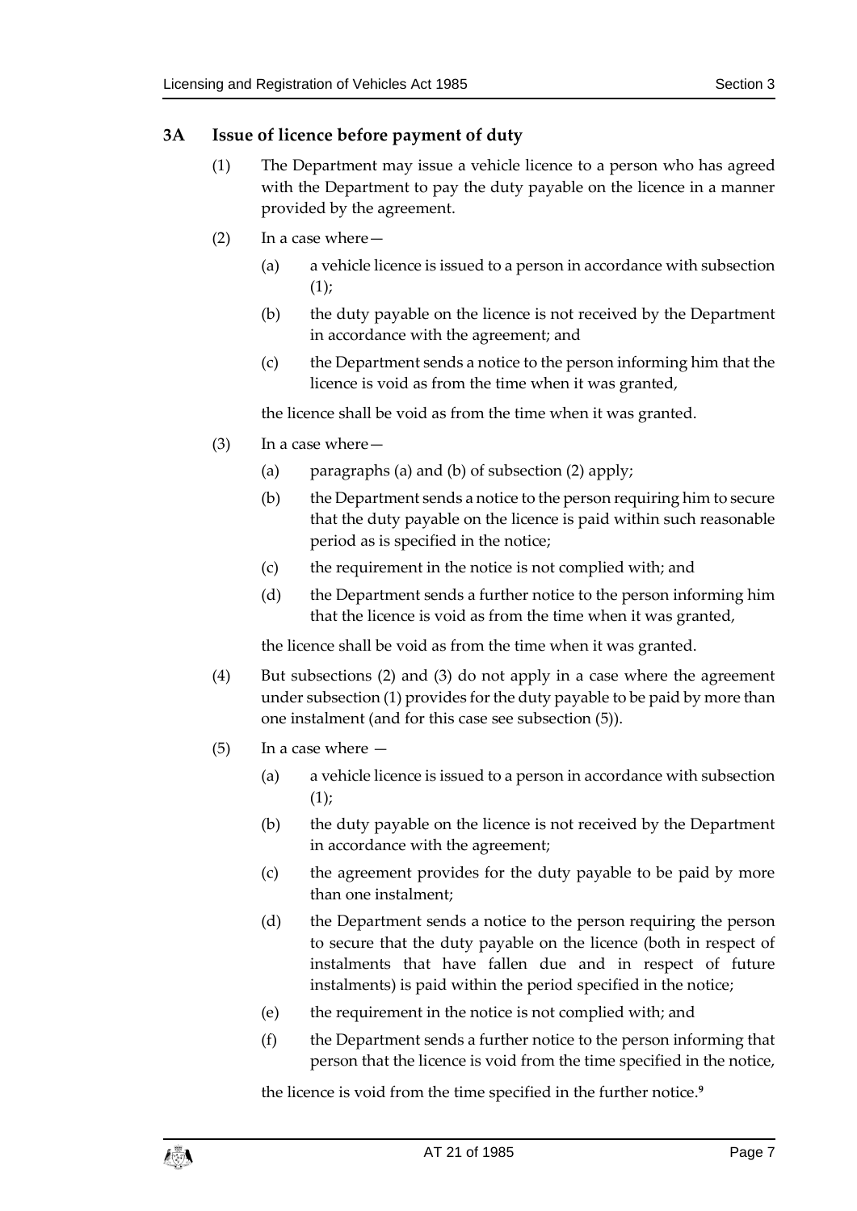### 3A Issue of licence before payment of duty

(1) The Department may issue a vehicle licence to a person who has agreed with the Department to pay the duty payable on the licence in a manner provided by the agreement.

(2) In a case where—

(a) a vehicle licence is issued to a person in accordance with subsection (1);

(b) the duty payable on the licence is not received by the Department in accordance with the agreement; and

(c) the Department sends a notice to the person informing him that the licence is void as from the time when it was granted,

the licence shall be void as from the time when it was granted.

(3) In a case where—

(a) paragraphs (a) and (b) of subsection (2) apply;

(b) the Department sends a notice to the person requiring him to secure that the duty payable on the licence is paid within such reasonable period as is specified in the notice;

(c) the requirement in the notice is not complied with; and

(d) the Department sends a further notice to the person informing him that the licence is void as from the time when it was granted,

the licence shall be void as from the time when it was granted.

(4) But subsections (2) and (3) do not apply in a case where the agreement under subsection (1) provides for the duty payable to be paid by more than one instalment (and for this case see subsection (5)).

(5) In a case where —

(a) a vehicle licence is issued to a person in accordance with subsection (1);

(b) the duty payable on the licence is not received by the Department in accordance with the agreement;

(c) the agreement provides for the duty payable to be paid by more than one instalment;

(d) the Department sends a notice to the person requiring the person to secure that the duty payable on the licence (both in respect of instalments that have fallen due and in respect of future instalments) is paid within the period specified in the notice;

(e) the requirement in the notice is not complied with; and

(f) the Department sends a further notice to the person informing that person that the licence is void from the time specified in the notice,

the licence is void from the time specified in the further notice.[9]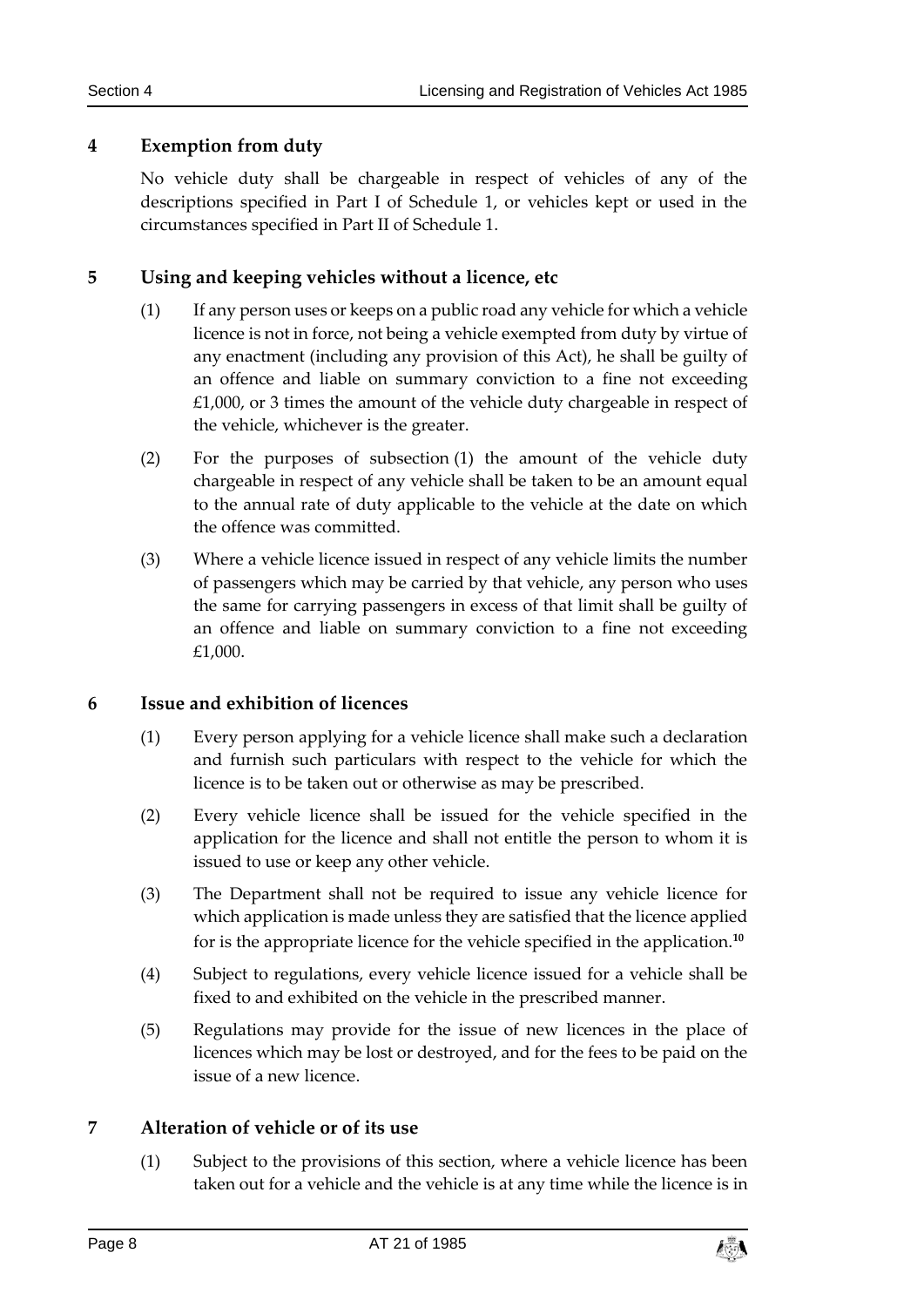## 4 Exemption from duty

No vehicle duty shall be chargeable in respect of vehicles of any of the descriptions specified in Part I of Schedule 1, or vehicles kept or used in the circumstances specified in Part II of Schedule 1.

## 5 Using and keeping vehicles without a licence, etc

(1) If any person uses or keeps on a public road any vehicle for which a vehicle licence is not in force, not being a vehicle exempted from duty by virtue of any enactment (including any provision of this Act), he shall be guilty of an offence and liable on summary conviction to a fine not exceeding £1,000, or 3 times the amount of the vehicle duty chargeable in respect of the vehicle, whichever is the greater.

(2) For the purposes of subsection (1) the amount of the vehicle duty chargeable in respect of any vehicle shall be taken to be an amount equal to the annual rate of duty applicable to the vehicle at the date on which the offence was committed.

(3) Where a vehicle licence issued in respect of any vehicle limits the number of passengers which may be carried by that vehicle, any person who uses the same for carrying passengers in excess of that limit shall be guilty of an offence and liable on summary conviction to a fine not exceeding £1,000.

## 6 Issue and exhibition of licences

(1) Every person applying for a vehicle licence shall make such a declaration and furnish such particulars with respect to the vehicle for which the licence is to be taken out or otherwise as may be prescribed.

(2) Every vehicle licence shall be issued for the vehicle specified in the application for the licence and shall not entitle the person to whom it is issued to use or keep any other vehicle.

(3) The Department shall not be required to issue any vehicle licence for which application is made unless they are satisfied that the licence applied for is the appropriate licence for the vehicle specified in the application.[10]

(4) Subject to regulations, every vehicle licence issued for a vehicle shall be fixed to and exhibited on the vehicle in the prescribed manner.

(5) Regulations may provide for the issue of new licences in the place of licences which may be lost or destroyed, and for the fees to be paid on the issue of a new licence.

## 7 Alteration of vehicle or of its use

(1) Subject to the provisions of this section, where a vehicle licence has been taken out for a vehicle and the vehicle is at any time while the licence is in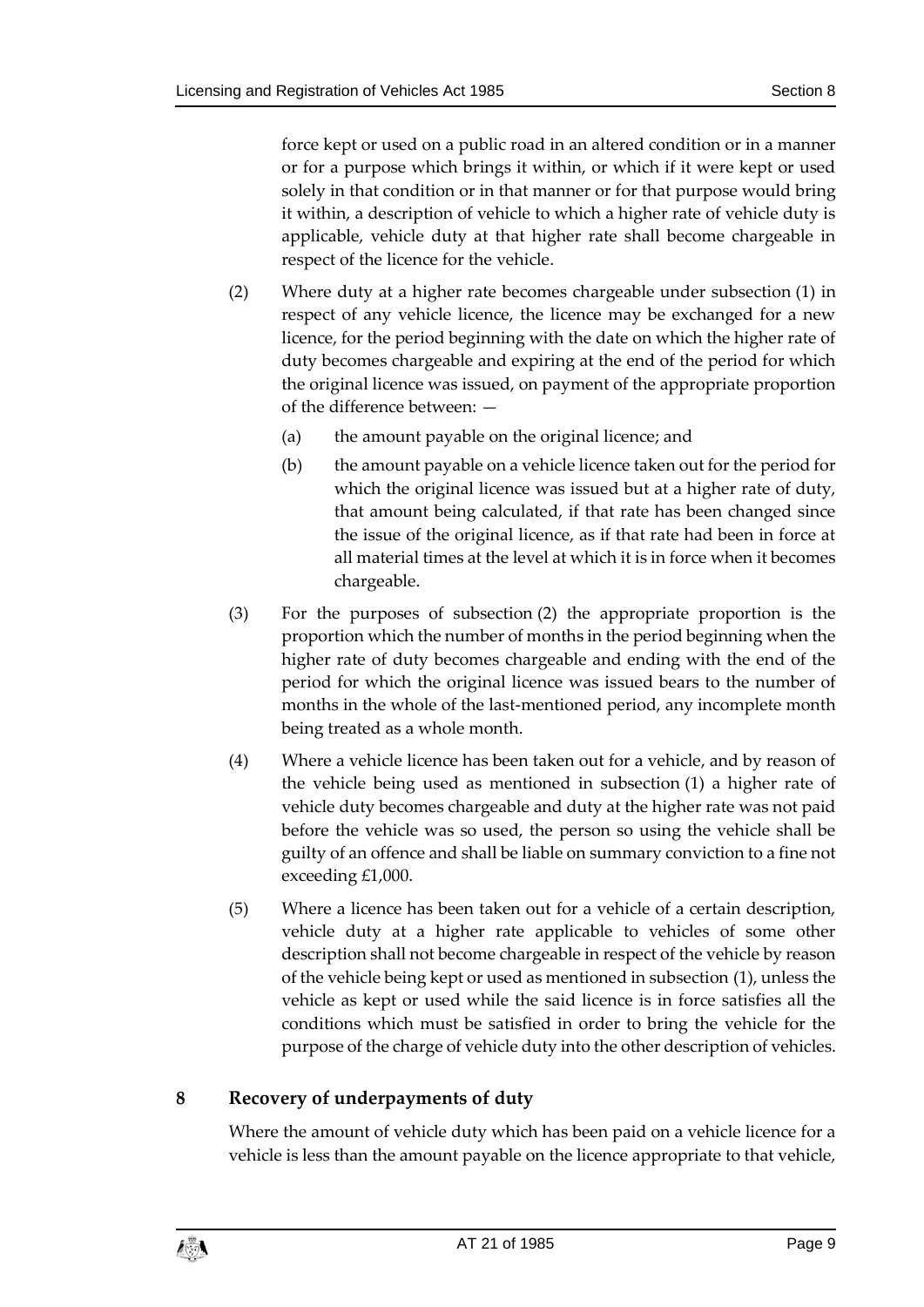force kept or used on a public road in an altered condition or in a manner or for a purpose which brings it within, or which if it were kept or used solely in that condition or in that manner or for that purpose would bring it within, a description of vehicle to which a higher rate of vehicle duty is applicable, vehicle duty at that higher rate shall become chargeable in respect of the licence for the vehicle.

(2) Where duty at a higher rate becomes chargeable under subsection (1) in respect of any vehicle licence, the licence may be exchanged for a new licence, for the period beginning with the date on which the higher rate of duty becomes chargeable and expiring at the end of the period for which the original licence was issued, on payment of the appropriate proportion of the difference between: —

(a) the amount payable on the original licence; and

(b) the amount payable on a vehicle licence taken out for the period for which the original licence was issued but at a higher rate of duty, that amount being calculated, if that rate has been changed since the issue of the original licence, as if that rate had been in force at all material times at the level at which it is in force when it becomes chargeable.

(3) For the purposes of subsection (2) the appropriate proportion is the proportion which the number of months in the period beginning when the higher rate of duty becomes chargeable and ending with the end of the period for which the original licence was issued bears to the number of months in the whole of the last-mentioned period, any incomplete month being treated as a whole month.

(4) Where a vehicle licence has been taken out for a vehicle, and by reason of the vehicle being used as mentioned in subsection (1) a higher rate of vehicle duty becomes chargeable and duty at the higher rate was not paid before the vehicle was so used, the person so using the vehicle shall be guilty of an offence and shall be liable on summary conviction to a fine not exceeding £1,000.

(5) Where a licence has been taken out for a vehicle of a certain description, vehicle duty at a higher rate applicable to vehicles of some other description shall not become chargeable in respect of the vehicle by reason of the vehicle being kept or used as mentioned in subsection (1), unless the vehicle as kept or used while the said licence is in force satisfies all the conditions which must be satisfied in order to bring the vehicle for the purpose of the charge of vehicle duty into the other description of vehicles.

## 8 Recovery of underpayments of duty

Where the amount of vehicle duty which has been paid on a vehicle licence for a vehicle is less than the amount payable on the licence appropriate to that vehicle,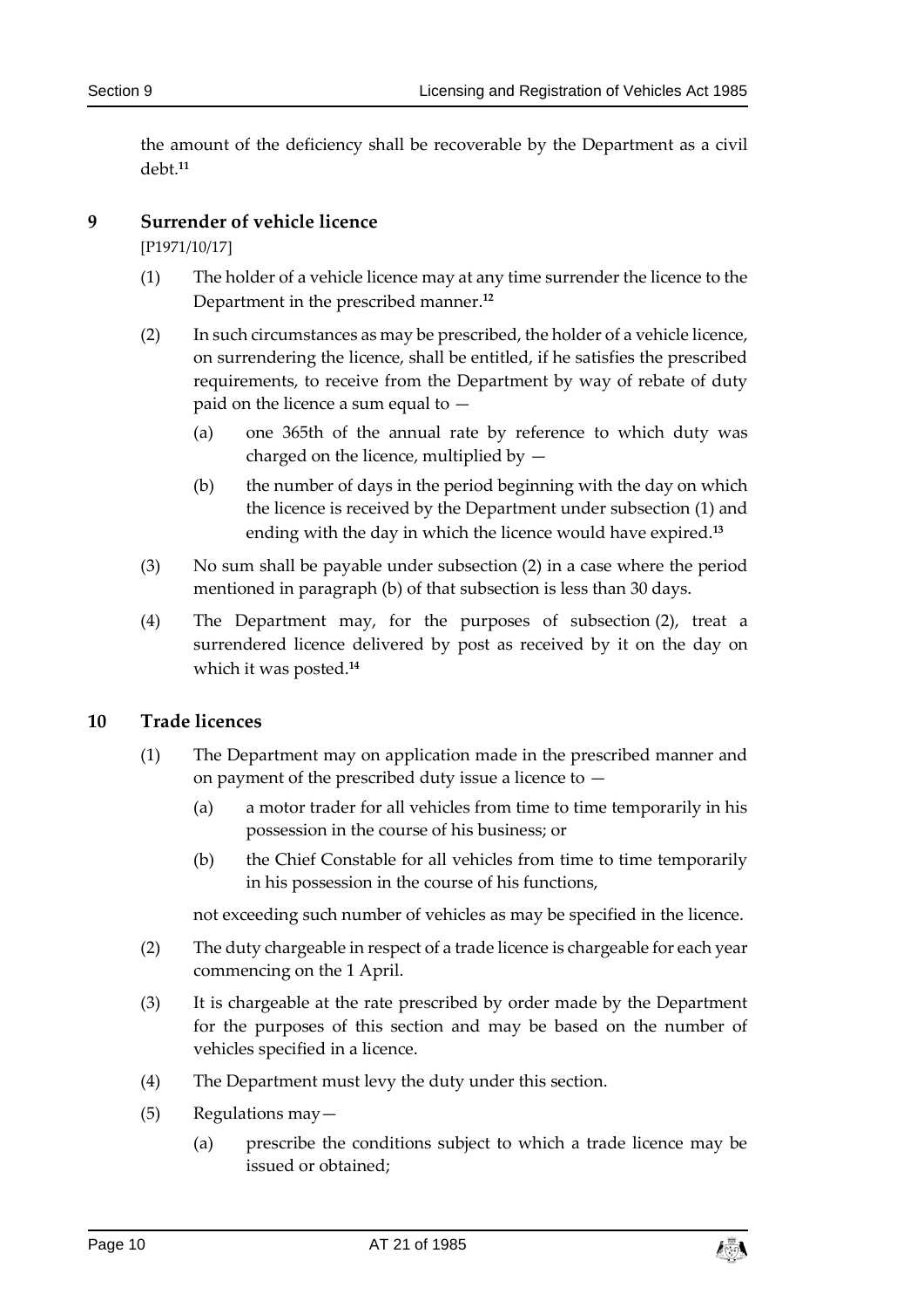the amount of the deficiency shall be recoverable by the Department as a civil debt.[11]

## 9 Surrender of vehicle licence

[P1971/10/17]

(1) The holder of a vehicle licence may at any time surrender the licence to the Department in the prescribed manner.[12]

(2) In such circumstances as may be prescribed, the holder of a vehicle licence, on surrendering the licence, shall be entitled, if he satisfies the prescribed requirements, to receive from the Department by way of rebate of duty paid on the licence a sum equal to —

(a) one 365th of the annual rate by reference to which duty was charged on the licence, multiplied by —

(b) the number of days in the period beginning with the day on which the licence is received by the Department under subsection (1) and ending with the day in which the licence would have expired.[13]

(3) No sum shall be payable under subsection (2) in a case where the period mentioned in paragraph (b) of that subsection is less than 30 days.

(4) The Department may, for the purposes of subsection (2), treat a surrendered licence delivered by post as received by it on the day on which it was posted.[14]

## 10 Trade licences

(1) The Department may on application made in the prescribed manner and on payment of the prescribed duty issue a licence to —

(a) a motor trader for all vehicles from time to time temporarily in his possession in the course of his business; or

(b) the Chief Constable for all vehicles from time to time temporarily in his possession in the course of his functions,

not exceeding such number of vehicles as may be specified in the licence.

(2) The duty chargeable in respect of a trade licence is chargeable for each year commencing on the 1 April.

(3) It is chargeable at the rate prescribed by order made by the Department for the purposes of this section and may be based on the number of vehicles specified in a licence.

(4) The Department must levy the duty under this section.

(5) Regulations may—

(a) prescribe the conditions subject to which a trade licence may be issued or obtained;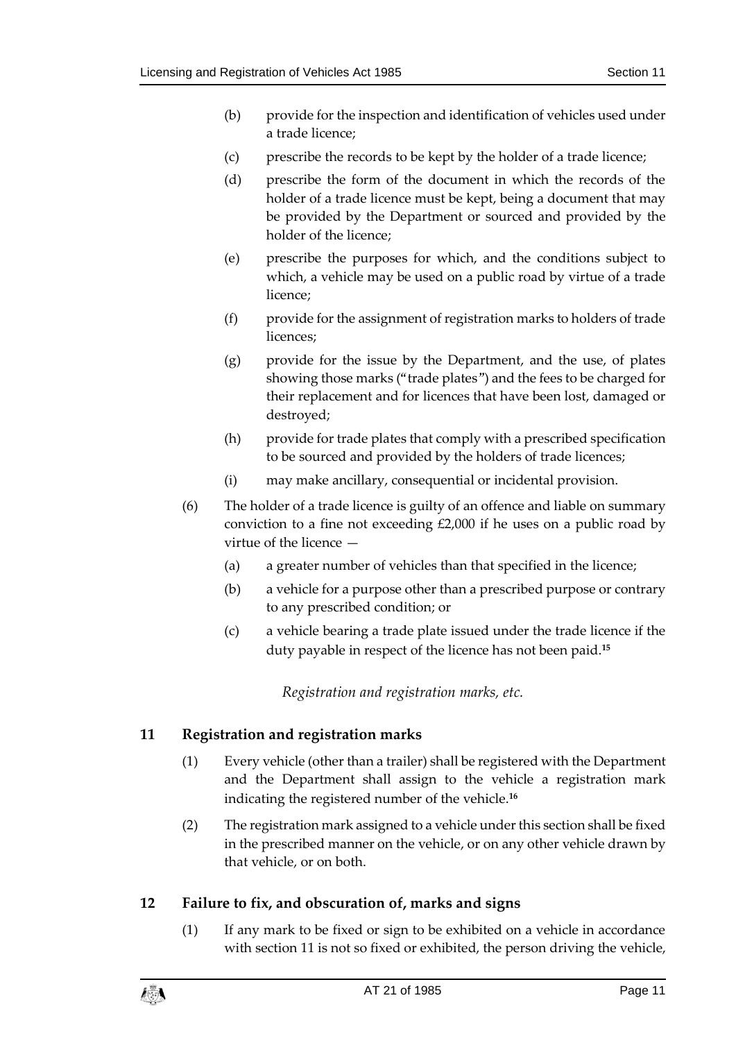(b) provide for the inspection and identification of vehicles used under a trade licence;

(c) prescribe the records to be kept by the holder of a trade licence;

(d) prescribe the form of the document in which the records of the holder of a trade licence must be kept, being a document that may be provided by the Department or sourced and provided by the holder of the licence;

(e) prescribe the purposes for which, and the conditions subject to which, a vehicle may be used on a public road by virtue of a trade licence;

(f) provide for the assignment of registration marks to holders of trade licences;

(g) provide for the issue by the Department, and the use, of plates showing those marks ("trade plates") and the fees to be charged for their replacement and for licences that have been lost, damaged or destroyed;

(h) provide for trade plates that comply with a prescribed specification to be sourced and provided by the holders of trade licences;

(i) may make ancillary, consequential or incidental provision.

(6) The holder of a trade licence is guilty of an offence and liable on summary conviction to a fine not exceeding £2,000 if he uses on a public road by virtue of the licence —

(a) a greater number of vehicles than that specified in the licence;

(b) a vehicle for a purpose other than a prescribed purpose or contrary to any prescribed condition; or

(c) a vehicle bearing a trade plate issued under the trade licence if the duty payable in respect of the licence has not been paid.[15]

*Registration and registration marks, etc.*

## 11 Registration and registration marks

(1) Every vehicle (other than a trailer) shall be registered with the Department and the Department shall assign to the vehicle a registration mark indicating the registered number of the vehicle.[16]

(2) The registration mark assigned to a vehicle under this section shall be fixed in the prescribed manner on the vehicle, or on any other vehicle drawn by that vehicle, or on both.

## 12 Failure to fix, and obscuration of, marks and signs

(1) If any mark to be fixed or sign to be exhibited on a vehicle in accordance with section 11 is not so fixed or exhibited, the person driving the vehicle,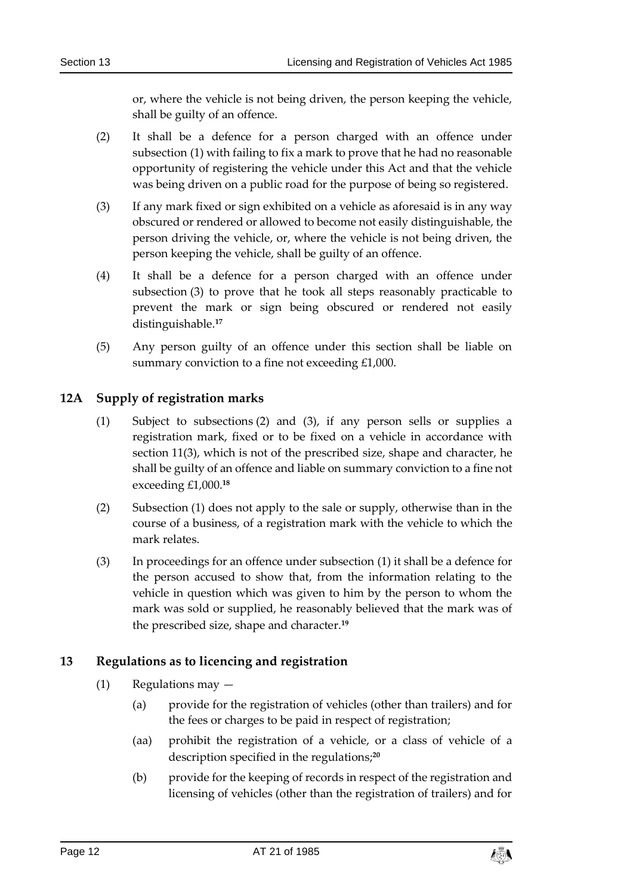or, where the vehicle is not being driven, the person keeping the vehicle, shall be guilty of an offence.

(2) It shall be a defence for a person charged with an offence under subsection (1) with failing to fix a mark to prove that he had no reasonable opportunity of registering the vehicle under this Act and that the vehicle was being driven on a public road for the purpose of being so registered.

(3) If any mark fixed or sign exhibited on a vehicle as aforesaid is in any way obscured or rendered or allowed to become not easily distinguishable, the person driving the vehicle, or, where the vehicle is not being driven, the person keeping the vehicle, shall be guilty of an offence.

(4) It shall be a defence for a person charged with an offence under subsection (3) to prove that he took all steps reasonably practicable to prevent the mark or sign being obscured or rendered not easily distinguishable.[17]

(5) Any person guilty of an offence under this section shall be liable on summary conviction to a fine not exceeding £1,000.

## 12A Supply of registration marks

(1) Subject to subsections (2) and (3), if any person sells or supplies a registration mark, fixed or to be fixed on a vehicle in accordance with section 11(3), which is not of the prescribed size, shape and character, he shall be guilty of an offence and liable on summary conviction to a fine not exceeding £1,000.[18]

(2) Subsection (1) does not apply to the sale or supply, otherwise than in the course of a business, of a registration mark with the vehicle to which the mark relates.

(3) In proceedings for an offence under subsection (1) it shall be a defence for the person accused to show that, from the information relating to the vehicle in question which was given to him by the person to whom the mark was sold or supplied, he reasonably believed that the mark was of the prescribed size, shape and character.[19]

## 13 Regulations as to licencing and registration

(1) Regulations may —

(a) provide for the registration of vehicles (other than trailers) and for the fees or charges to be paid in respect of registration;

(aa) prohibit the registration of a vehicle, or a class of vehicle of a description specified in the regulations;[20]

(b) provide for the keeping of records in respect of the registration and licensing of vehicles (other than the registration of trailers) and for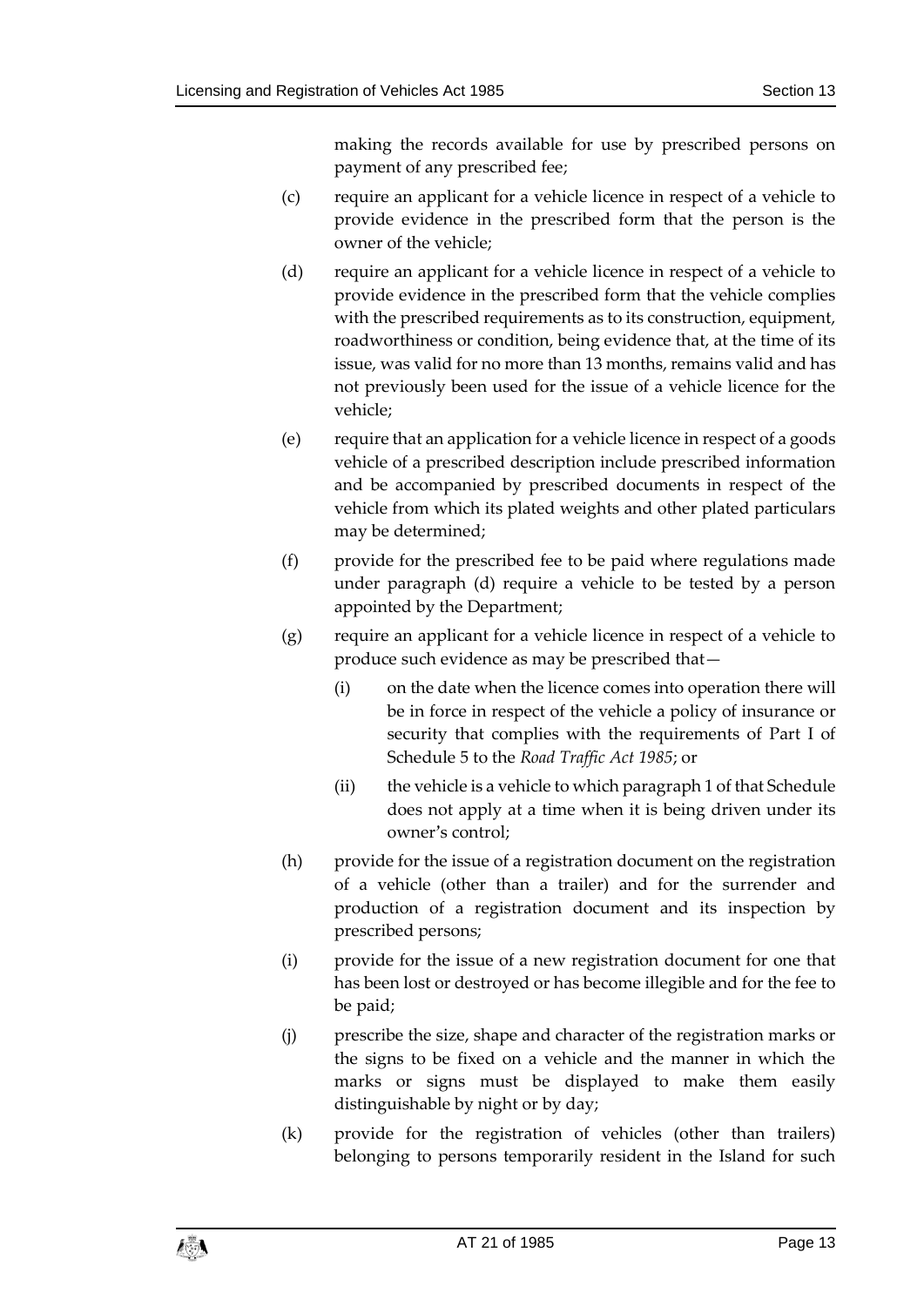making the records available for use by prescribed persons on payment of any prescribed fee;

(c) require an applicant for a vehicle licence in respect of a vehicle to provide evidence in the prescribed form that the person is the owner of the vehicle;

(d) require an applicant for a vehicle licence in respect of a vehicle to provide evidence in the prescribed form that the vehicle complies with the prescribed requirements as to its construction, equipment, roadworthiness or condition, being evidence that, at the time of its issue, was valid for no more than 13 months, remains valid and has not previously been used for the issue of a vehicle licence for the vehicle;

(e) require that an application for a vehicle licence in respect of a goods vehicle of a prescribed description include prescribed information and be accompanied by prescribed documents in respect of the vehicle from which its plated weights and other plated particulars may be determined;

(f) provide for the prescribed fee to be paid where regulations made under paragraph (d) require a vehicle to be tested by a person appointed by the Department;

(g) require an applicant for a vehicle licence in respect of a vehicle to produce such evidence as may be prescribed that—

(i) on the date when the licence comes into operation there will be in force in respect of the vehicle a policy of insurance or security that complies with the requirements of Part I of Schedule 5 to the *Road Traffic Act 1985*; or

(ii) the vehicle is a vehicle to which paragraph 1 of that Schedule does not apply at a time when it is being driven under its owner's control;

(h) provide for the issue of a registration document on the registration of a vehicle (other than a trailer) and for the surrender and production of a registration document and its inspection by prescribed persons;

(i) provide for the issue of a new registration document for one that has been lost or destroyed or has become illegible and for the fee to be paid;

(j) prescribe the size, shape and character of the registration marks or the signs to be fixed on a vehicle and the manner in which the marks or signs must be displayed to make them easily distinguishable by night or by day;

(k) provide for the registration of vehicles (other than trailers) belonging to persons temporarily resident in the Island for such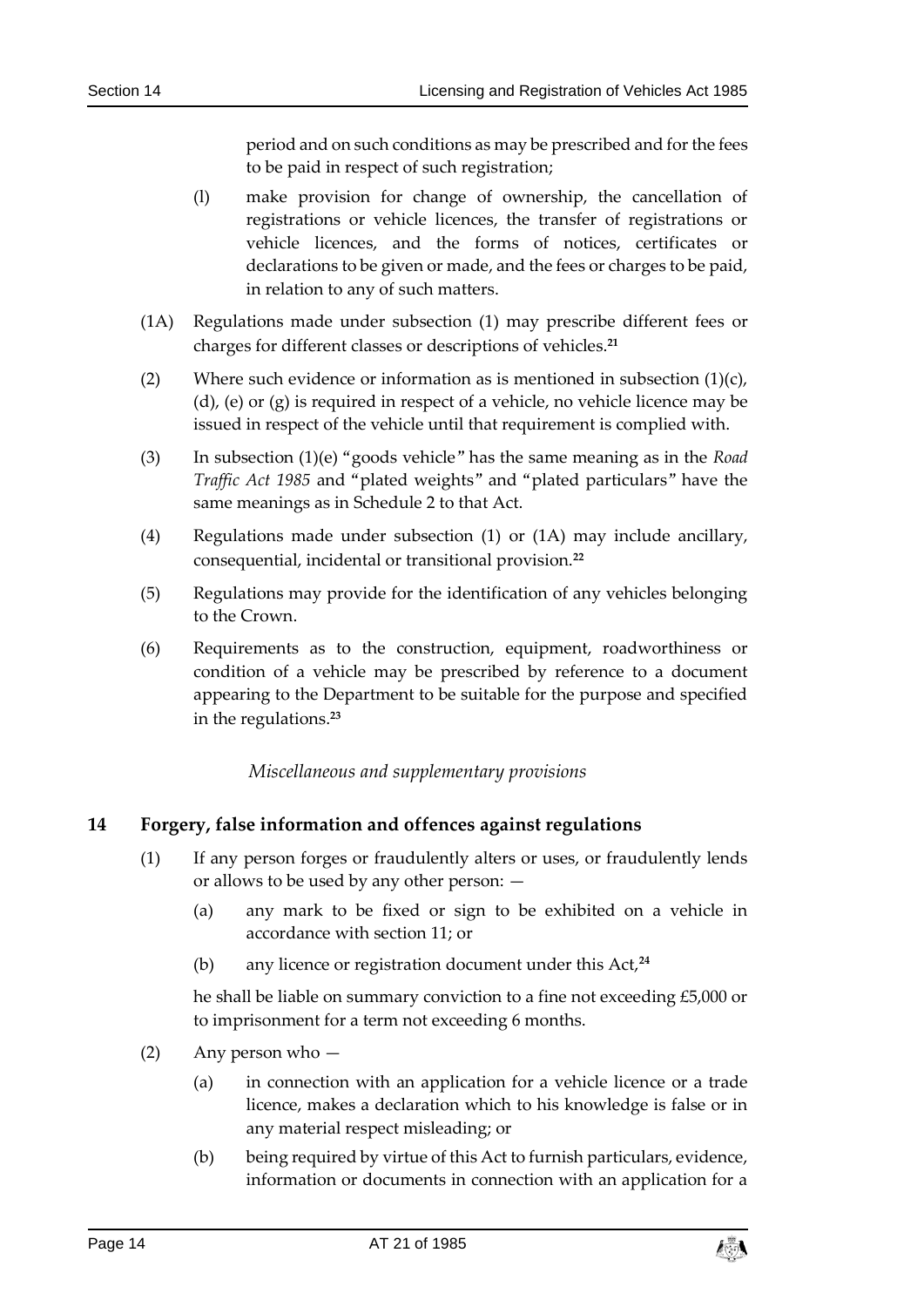period and on such conditions as may be prescribed and for the fees to be paid in respect of such registration;

(l) make provision for change of ownership, the cancellation of registrations or vehicle licences, the transfer of registrations or vehicle licences, and the forms of notices, certificates or declarations to be given or made, and the fees or charges to be paid, in relation to any of such matters.

(1A) Regulations made under subsection (1) may prescribe different fees or charges for different classes or descriptions of vehicles.[21]

(2) Where such evidence or information as is mentioned in subsection (1)(c), (d), (e) or (g) is required in respect of a vehicle, no vehicle licence may be issued in respect of the vehicle until that requirement is complied with.

(3) In subsection (1)(e) "goods vehicle" has the same meaning as in the *Road Traffic Act 1985* and "plated weights" and "plated particulars" have the same meanings as in Schedule 2 to that Act.

(4) Regulations made under subsection (1) or (1A) may include ancillary, consequential, incidental or transitional provision.[22]

(5) Regulations may provide for the identification of any vehicles belonging to the Crown.

(6) Requirements as to the construction, equipment, roadworthiness or condition of a vehicle may be prescribed by reference to a document appearing to the Department to be suitable for the purpose and specified in the regulations.[23]

*Miscellaneous and supplementary provisions*

## 14 Forgery, false information and offences against regulations

(1) If any person forges or fraudulently alters or uses, or fraudulently lends or allows to be used by any other person: —

(a) any mark to be fixed or sign to be exhibited on a vehicle in accordance with section 11; or

(b) any licence or registration document under this Act,[24]

he shall be liable on summary conviction to a fine not exceeding £5,000 or to imprisonment for a term not exceeding 6 months.

(2) Any person who —

(a) in connection with an application for a vehicle licence or a trade licence, makes a declaration which to his knowledge is false or in any material respect misleading; or

(b) being required by virtue of this Act to furnish particulars, evidence, information or documents in connection with an application for a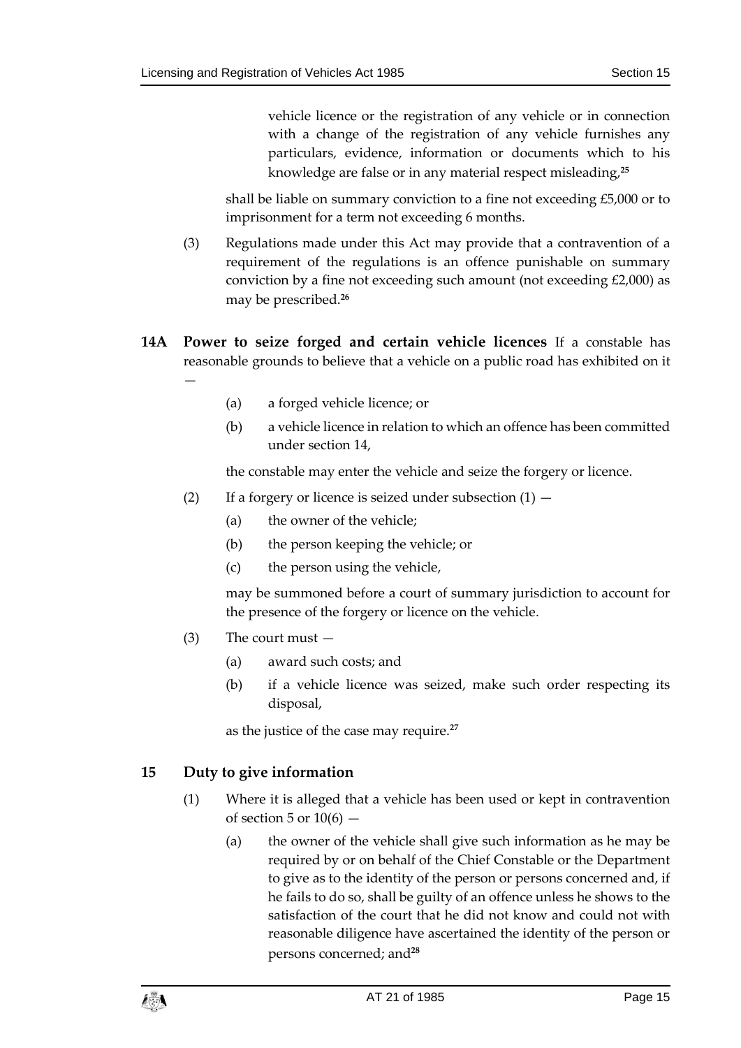vehicle licence or the registration of any vehicle or in connection with a change of the registration of any vehicle furnishes any particulars, evidence, information or documents which to his knowledge are false or in any material respect misleading,[25]

shall be liable on summary conviction to a fine not exceeding £5,000 or to imprisonment for a term not exceeding 6 months.

(3) Regulations made under this Act may provide that a contravention of a requirement of the regulations is an offence punishable on summary conviction by a fine not exceeding such amount (not exceeding £2,000) as may be prescribed.[26]

**14A Power to seize forged and certain vehicle licences** If a constable has reasonable grounds to believe that a vehicle on a public road has exhibited on it —

(a) a forged vehicle licence; or

(b) a vehicle licence in relation to which an offence has been committed under section 14,

the constable may enter the vehicle and seize the forgery or licence.

(2) If a forgery or licence is seized under subsection (1) —

(a) the owner of the vehicle;

(b) the person keeping the vehicle; or

(c) the person using the vehicle,

may be summoned before a court of summary jurisdiction to account for the presence of the forgery or licence on the vehicle.

(3) The court must —

(a) award such costs; and

(b) if a vehicle licence was seized, make such order respecting its disposal,

as the justice of the case may require.[27]

## 15 Duty to give information

(1) Where it is alleged that a vehicle has been used or kept in contravention of section 5 or 10(6) —

(a) the owner of the vehicle shall give such information as he may be required by or on behalf of the Chief Constable or the Department to give as to the identity of the person or persons concerned and, if he fails to do so, shall be guilty of an offence unless he shows to the satisfaction of the court that he did not know and could not with reasonable diligence have ascertained the identity of the person or persons concerned; and[28]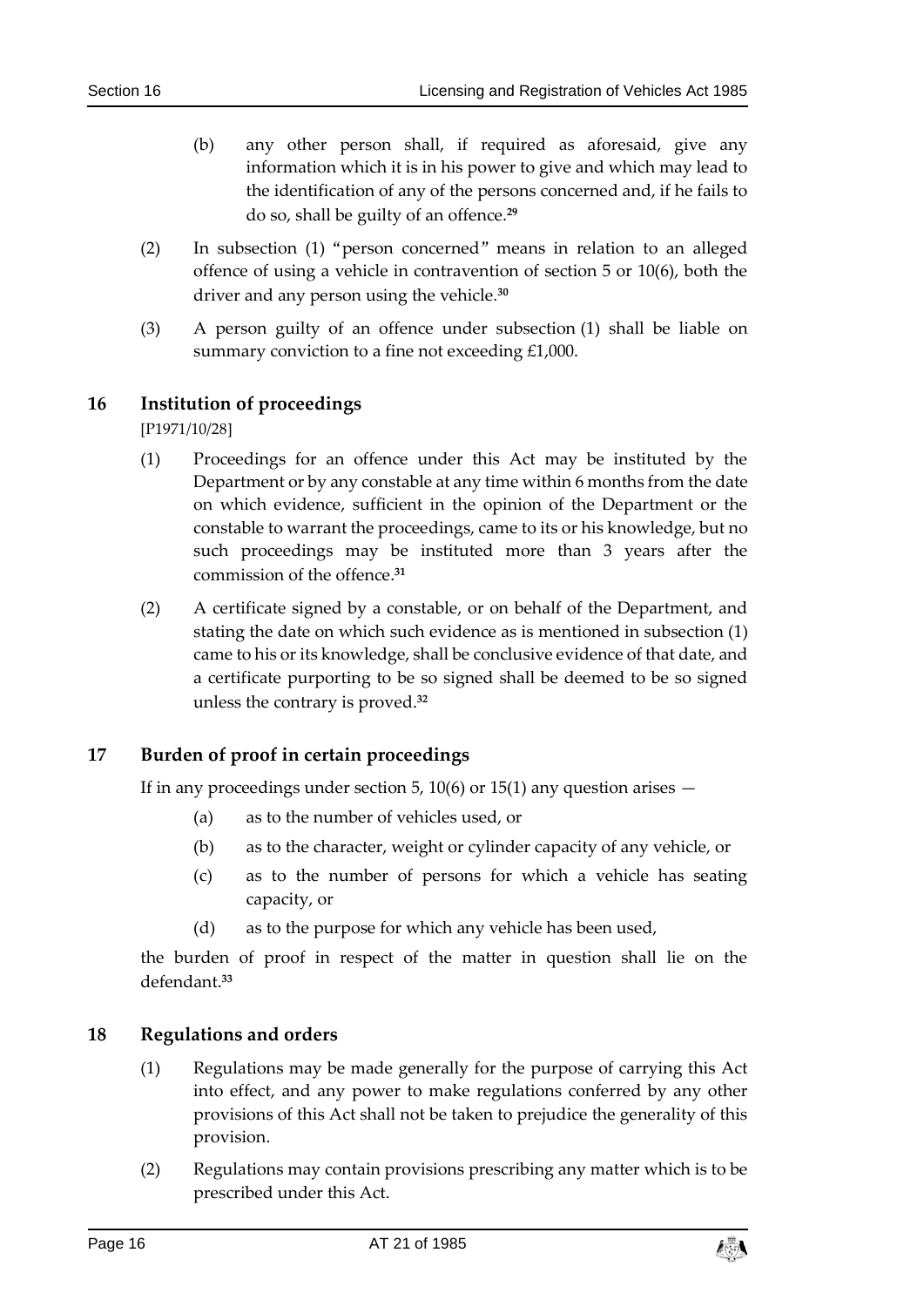(b) any other person shall, if required as aforesaid, give any information which it is in his power to give and which may lead to the identification of any of the persons concerned and, if he fails to do so, shall be guilty of an offence.[29]

(2) In subsection (1) "person concerned" means in relation to an alleged offence of using a vehicle in contravention of section 5 or 10(6), both the driver and any person using the vehicle.[30]

(3) A person guilty of an offence under subsection (1) shall be liable on summary conviction to a fine not exceeding £1,000.

## 16 Institution of proceedings

[P1971/10/28]

(1) Proceedings for an offence under this Act may be instituted by the Department or by any constable at any time within 6 months from the date on which evidence, sufficient in the opinion of the Department or the constable to warrant the proceedings, came to its or his knowledge, but no such proceedings may be instituted more than 3 years after the commission of the offence.[31]

(2) A certificate signed by a constable, or on behalf of the Department, and stating the date on which such evidence as is mentioned in subsection (1) came to his or its knowledge, shall be conclusive evidence of that date, and a certificate purporting to be so signed shall be deemed to be so signed unless the contrary is proved.[32]

## 17 Burden of proof in certain proceedings

If in any proceedings under section 5, 10(6) or 15(1) any question arises —

(a) as to the number of vehicles used, or

(b) as to the character, weight or cylinder capacity of any vehicle, or

(c) as to the number of persons for which a vehicle has seating capacity, or

(d) as to the purpose for which any vehicle has been used,

the burden of proof in respect of the matter in question shall lie on the defendant.[33]

## 18 Regulations and orders

(1) Regulations may be made generally for the purpose of carrying this Act into effect, and any power to make regulations conferred by any other provisions of this Act shall not be taken to prejudice the generality of this provision.

(2) Regulations may contain provisions prescribing any matter which is to be prescribed under this Act.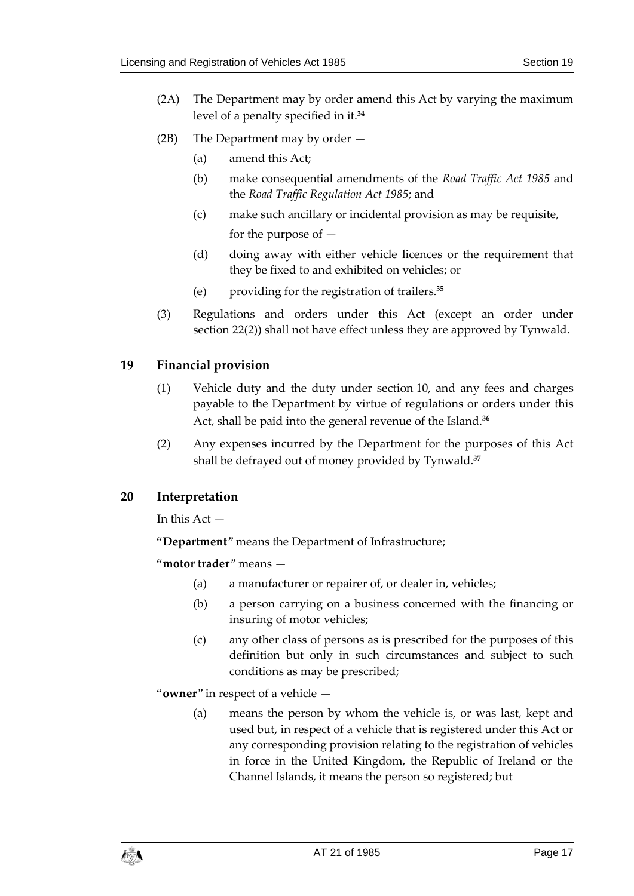(2A) The Department may by order amend this Act by varying the maximum level of a penalty specified in it.[34]

(2B) The Department may by order —

(a) amend this Act;

(b) make consequential amendments of the *Road Traffic Act 1985* and the *Road Traffic Regulation Act 1985*; and

(c) make such ancillary or incidental provision as may be requisite,

for the purpose of —

(d) doing away with either vehicle licences or the requirement that they be fixed to and exhibited on vehicles; or

(e) providing for the registration of trailers.[35]

(3) Regulations and orders under this Act (except an order under section 22(2)) shall not have effect unless they are approved by Tynwald.

## 19 Financial provision

(1) Vehicle duty and the duty under section 10, and any fees and charges payable to the Department by virtue of regulations or orders under this Act, shall be paid into the general revenue of the Island.[36]

(2) Any expenses incurred by the Department for the purposes of this Act shall be defrayed out of money provided by Tynwald.[37]

## 20 Interpretation

In this Act —

"**Department**" means the Department of Infrastructure;

"**motor trader**" means —

(a) a manufacturer or repairer of, or dealer in, vehicles;

(b) a person carrying on a business concerned with the financing or insuring of motor vehicles;

(c) any other class of persons as is prescribed for the purposes of this definition but only in such circumstances and subject to such conditions as may be prescribed;

"**owner**" in respect of a vehicle —

(a) means the person by whom the vehicle is, or was last, kept and used but, in respect of a vehicle that is registered under this Act or any corresponding provision relating to the registration of vehicles in force in the United Kingdom, the Republic of Ireland or the Channel Islands, it means the person so registered; but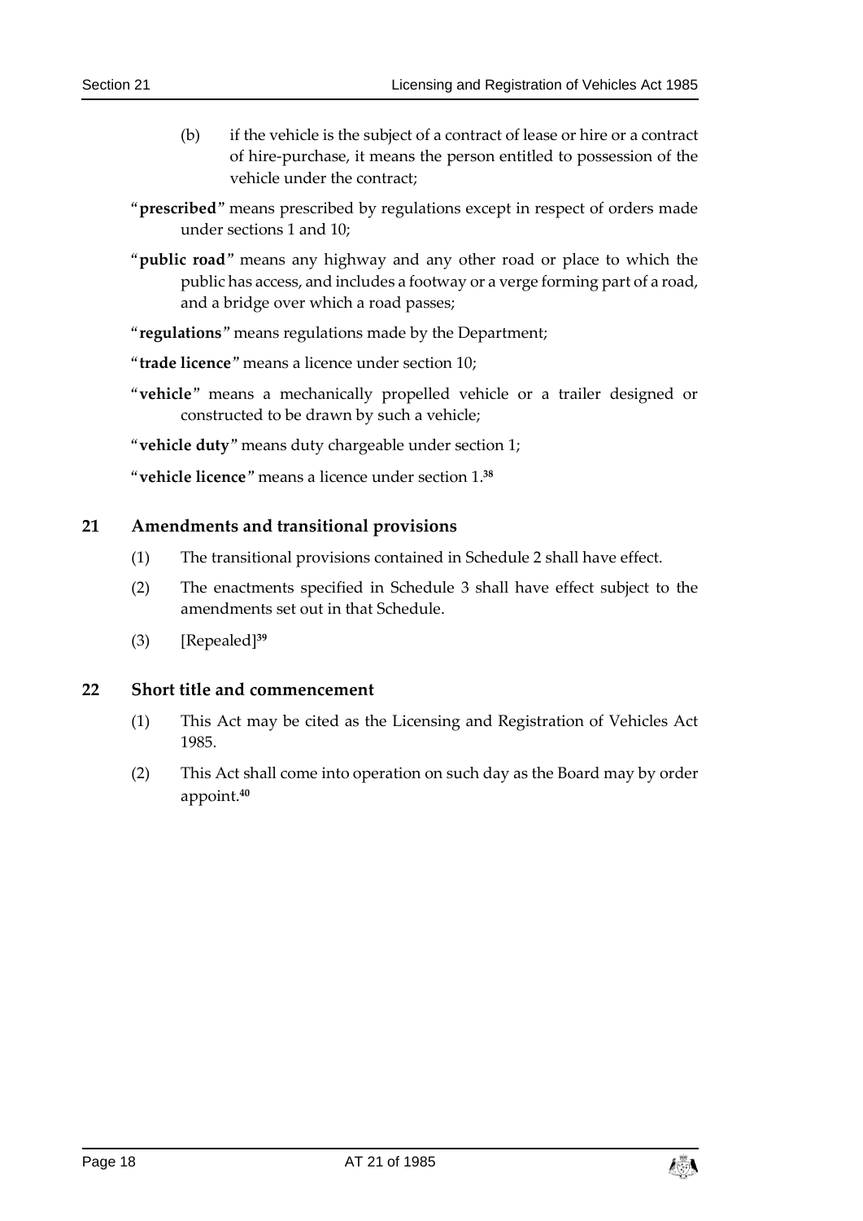(b) if the vehicle is the subject of a contract of lease or hire or a contract of hire-purchase, it means the person entitled to possession of the vehicle under the contract;

"**prescribed**" means prescribed by regulations except in respect of orders made under sections 1 and 10;

"**public road**" means any highway and any other road or place to which the public has access, and includes a footway or a verge forming part of a road, and a bridge over which a road passes;

"**regulations**" means regulations made by the Department;

"**trade licence**" means a licence under section 10;

"**vehicle**" means a mechanically propelled vehicle or a trailer designed or constructed to be drawn by such a vehicle;

"**vehicle duty**" means duty chargeable under section 1;

"**vehicle licence**" means a licence under section 1.[38]

## 21 Amendments and transitional provisions

(1) The transitional provisions contained in Schedule 2 shall have effect.

(2) The enactments specified in Schedule 3 shall have effect subject to the amendments set out in that Schedule.

(3) [Repealed][39]

## 22 Short title and commencement

(1) This Act may be cited as the Licensing and Registration of Vehicles Act 1985.

(2) This Act shall come into operation on such day as the Board may by order appoint.[40]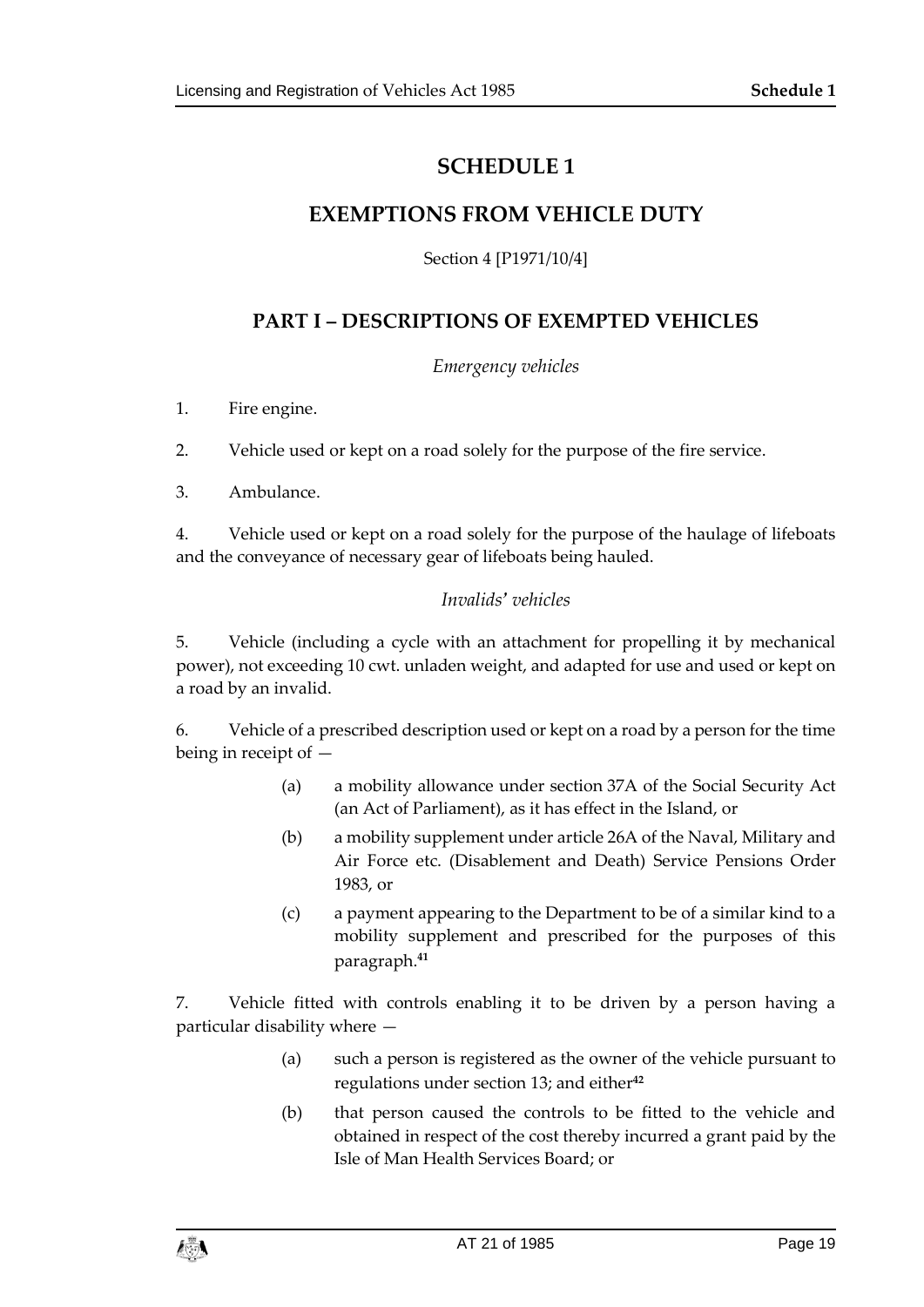# SCHEDULE 1

# EXEMPTIONS FROM VEHICLE DUTY

Section 4 [P1971/10/4]

## PART I – DESCRIPTIONS OF EXEMPTED VEHICLES

*Emergency vehicles*

1. Fire engine.

2. Vehicle used or kept on a road solely for the purpose of the fire service.

3. Ambulance.

4. Vehicle used or kept on a road solely for the purpose of the haulage of lifeboats and the conveyance of necessary gear of lifeboats being hauled.

*Invalids' vehicles*

5. Vehicle (including a cycle with an attachment for propelling it by mechanical power), not exceeding 10 cwt. unladen weight, and adapted for use and used or kept on a road by an invalid.

6. Vehicle of a prescribed description used or kept on a road by a person for the time being in receipt of —

> (a) a mobility allowance under section 37A of the Social Security Act (an Act of Parliament), as it has effect in the Island, or
>
> (b) a mobility supplement under article 26A of the Naval, Military and Air Force etc. (Disablement and Death) Service Pensions Order 1983, or
>
> (c) a payment appearing to the Department to be of a similar kind to a mobility supplement and prescribed for the purposes of this paragraph.[41]

7. Vehicle fitted with controls enabling it to be driven by a person having a particular disability where —

> (a) such a person is registered as the owner of the vehicle pursuant to regulations under section 13; and either[42]
>
> (b) that person caused the controls to be fitted to the vehicle and obtained in respect of the cost thereby incurred a grant paid by the Isle of Man Health Services Board; or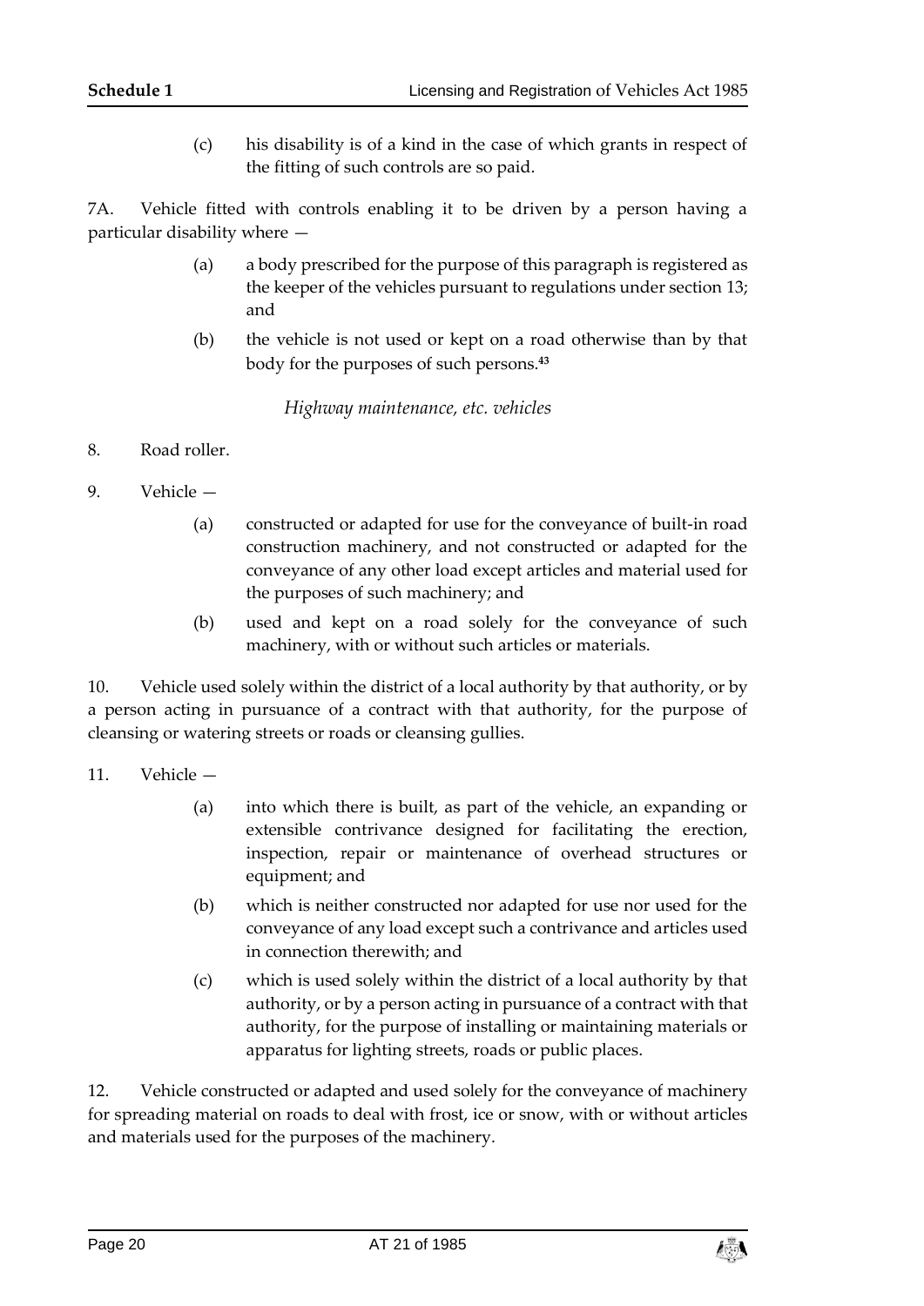(c) his disability is of a kind in the case of which grants in respect of the fitting of such controls are so paid.

7A. Vehicle fitted with controls enabling it to be driven by a person having a particular disability where —

(a) a body prescribed for the purpose of this paragraph is registered as the keeper of the vehicles pursuant to regulations under section 13; and

(b) the vehicle is not used or kept on a road otherwise than by that body for the purposes of such persons.[43]

*Highway maintenance, etc. vehicles*

8. Road roller.

9. Vehicle —

(a) constructed or adapted for use for the conveyance of built-in road construction machinery, and not constructed or adapted for the conveyance of any other load except articles and material used for the purposes of such machinery; and

(b) used and kept on a road solely for the conveyance of such machinery, with or without such articles or materials.

10. Vehicle used solely within the district of a local authority by that authority, or by a person acting in pursuance of a contract with that authority, for the purpose of cleansing or watering streets or roads or cleansing gullies.

11. Vehicle —

(a) into which there is built, as part of the vehicle, an expanding or extensible contrivance designed for facilitating the erection, inspection, repair or maintenance of overhead structures or equipment; and

(b) which is neither constructed nor adapted for use nor used for the conveyance of any load except such a contrivance and articles used in connection therewith; and

(c) which is used solely within the district of a local authority by that authority, or by a person acting in pursuance of a contract with that authority, for the purpose of installing or maintaining materials or apparatus for lighting streets, roads or public places.

12. Vehicle constructed or adapted and used solely for the conveyance of machinery for spreading material on roads to deal with frost, ice or snow, with or without articles and materials used for the purposes of the machinery.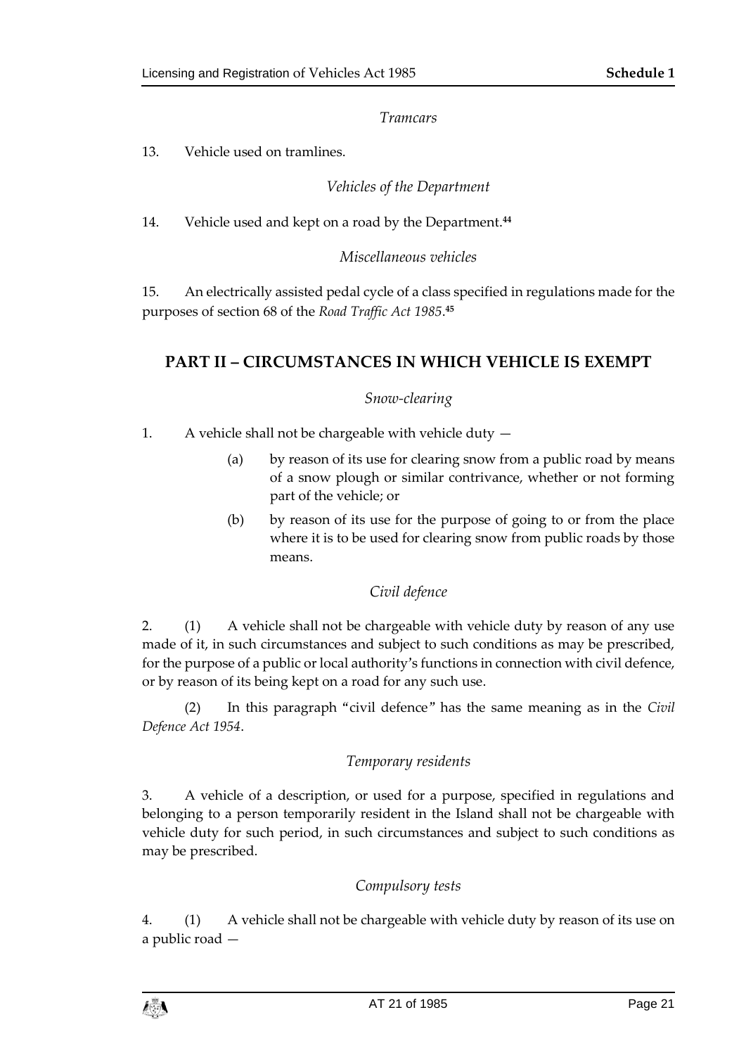*Tramcars*

13. Vehicle used on tramlines.

*Vehicles of the Department*

14. Vehicle used and kept on a road by the Department.[44]

*Miscellaneous vehicles*

15. An electrically assisted pedal cycle of a class specified in regulations made for the purposes of section 68 of the *Road Traffic Act 1985*.[45]

## PART II – CIRCUMSTANCES IN WHICH VEHICLE IS EXEMPT

*Snow-clearing*

1. A vehicle shall not be chargeable with vehicle duty —

   (a) by reason of its use for clearing snow from a public road by means of a snow plough or similar contrivance, whether or not forming part of the vehicle; or

   (b) by reason of its use for the purpose of going to or from the place where it is to be used for clearing snow from public roads by those means.

*Civil defence*

2. (1) A vehicle shall not be chargeable with vehicle duty by reason of any use made of it, in such circumstances and subject to such conditions as may be prescribed, for the purpose of a public or local authority's functions in connection with civil defence, or by reason of its being kept on a road for any such use.

(2) In this paragraph "civil defence" has the same meaning as in the *Civil Defence Act 1954*.

*Temporary residents*

3. A vehicle of a description, or used for a purpose, specified in regulations and belonging to a person temporarily resident in the Island shall not be chargeable with vehicle duty for such period, in such circumstances and subject to such conditions as may be prescribed.

*Compulsory tests*

4. (1) A vehicle shall not be chargeable with vehicle duty by reason of its use on a public road —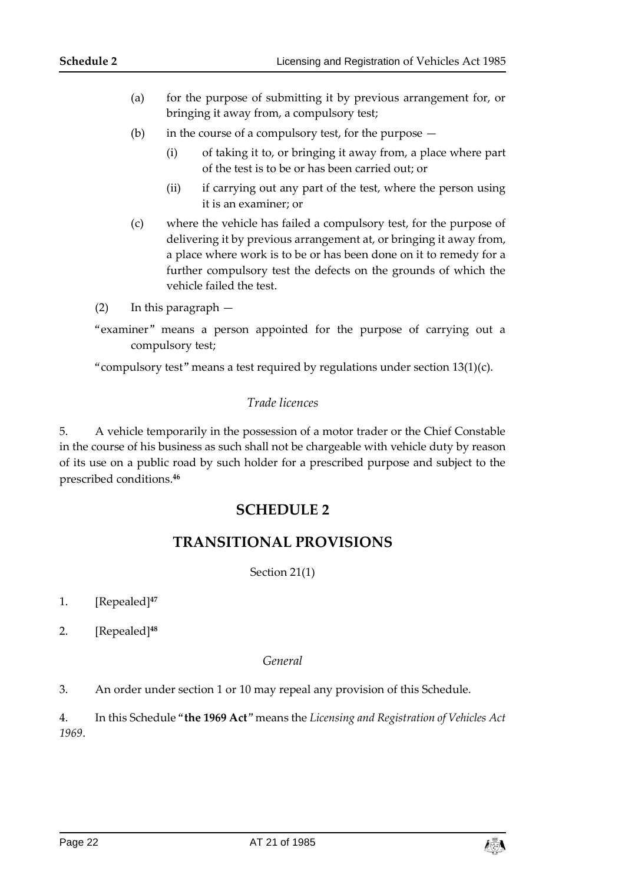(a) for the purpose of submitting it by previous arrangement for, or bringing it away from, a compulsory test;

(b) in the course of a compulsory test, for the purpose —

(i) of taking it to, or bringing it away from, a place where part of the test is to be or has been carried out; or

(ii) if carrying out any part of the test, where the person using it is an examiner; or

(c) where the vehicle has failed a compulsory test, for the purpose of delivering it by previous arrangement at, or bringing it away from, a place where work is to be or has been done on it to remedy for a further compulsory test the defects on the grounds of which the vehicle failed the test.

(2) In this paragraph —

"examiner" means a person appointed for the purpose of carrying out a compulsory test;

"compulsory test" means a test required by regulations under section 13(1)(c).

*Trade licences*

5. A vehicle temporarily in the possession of a motor trader or the Chief Constable in the course of his business as such shall not be chargeable with vehicle duty by reason of its use on a public road by such holder for a prescribed purpose and subject to the prescribed conditions.[46]

## SCHEDULE 2

## TRANSITIONAL PROVISIONS

Section 21(1)

1. [Repealed][47]

2. [Repealed][48]

*General*

3. An order under section 1 or 10 may repeal any provision of this Schedule.

4. In this Schedule "**the 1969 Act**" means the *Licensing and Registration of Vehicles Act 1969*.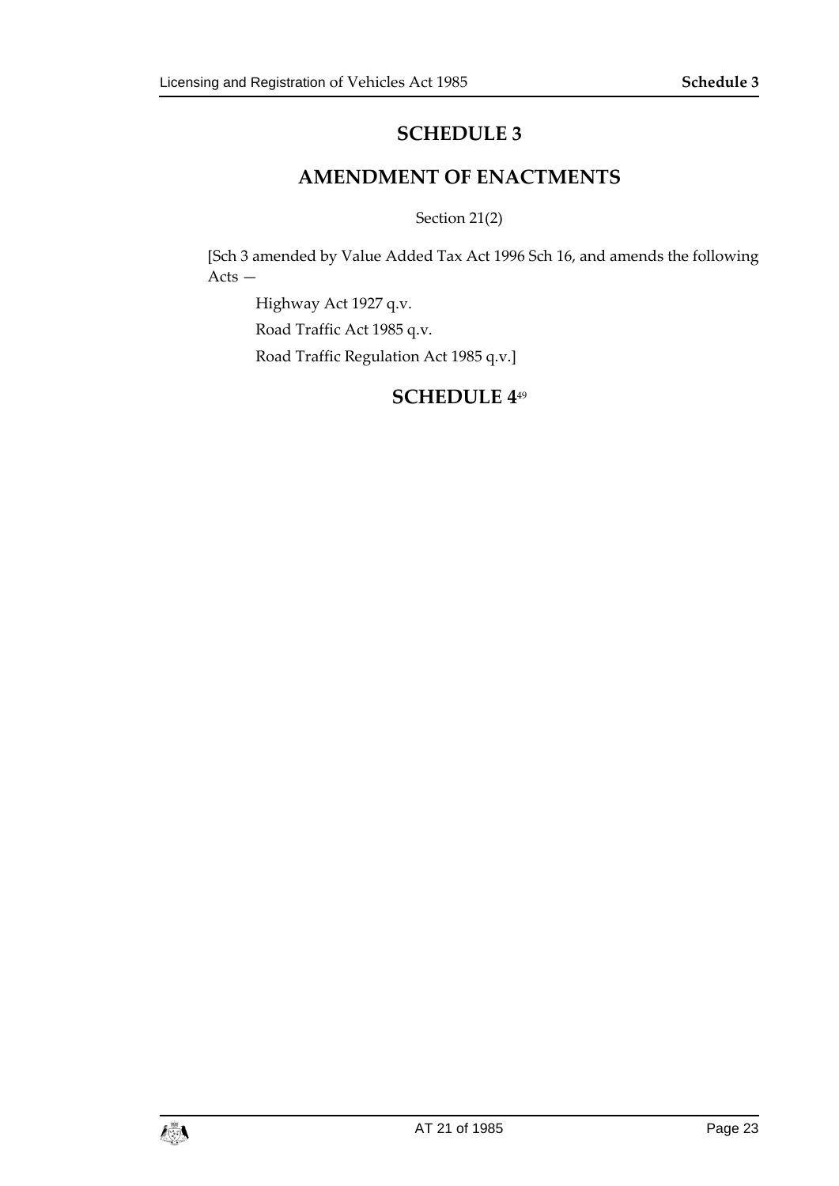# SCHEDULE 3

## AMENDMENT OF ENACTMENTS

Section 21(2)

[Sch 3 amended by Value Added Tax Act 1996 Sch 16, and amends the following Acts —

Highway Act 1927 q.v.

Road Traffic Act 1985 q.v.

Road Traffic Regulation Act 1985 q.v.]

# SCHEDULE 4[49]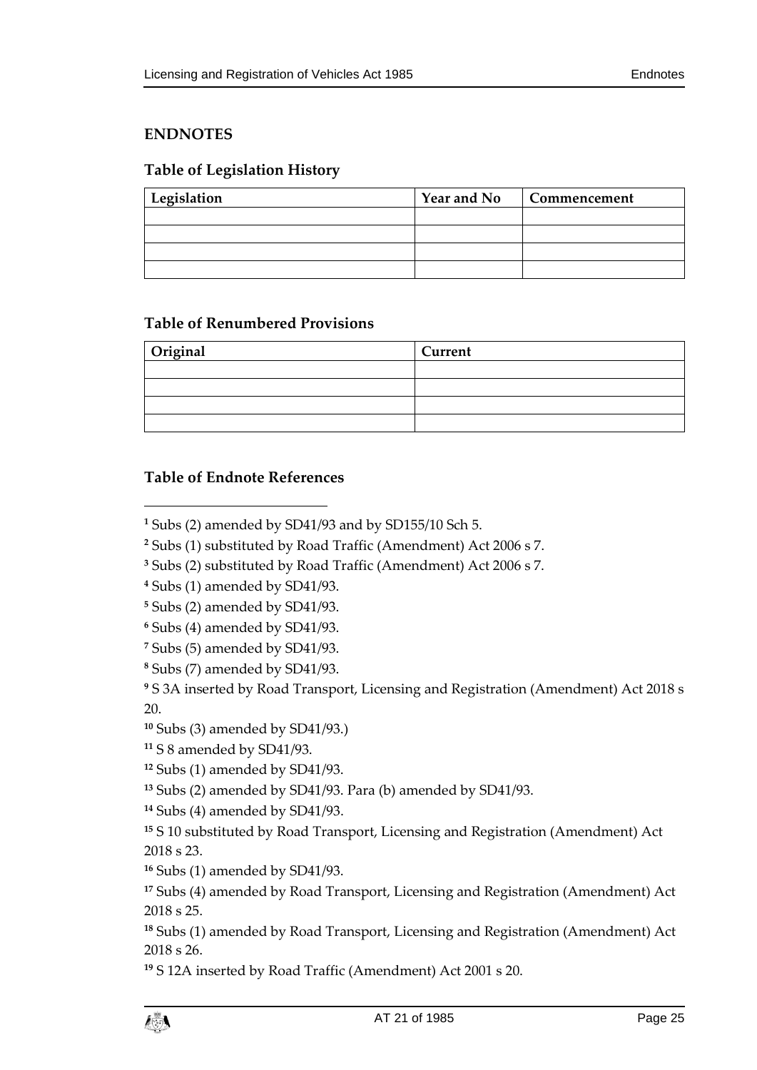## ENDNOTES

### Table of Legislation History

| Legislation | Year and No | Commencement |
| --- | --- | --- |
| | | |
| | | |
| | | |
| | | |

### Table of Renumbered Provisions

| Original | Current |
| --- | --- |
| | |
| | |
| | |
| | |

### Table of Endnote References

[1] Subs (2) amended by SD41/93 and by SD155/10 Sch 5.

[2] Subs (1) substituted by Road Traffic (Amendment) Act 2006 s 7.

[3] Subs (2) substituted by Road Traffic (Amendment) Act 2006 s 7.

[4] Subs (1) amended by SD41/93.

[5] Subs (2) amended by SD41/93.

[6] Subs (4) amended by SD41/93.

[7] Subs (5) amended by SD41/93.

[8] Subs (7) amended by SD41/93.

[9] S 3A inserted by Road Transport, Licensing and Registration (Amendment) Act 2018 s 20.

[10] Subs (3) amended by SD41/93.)

[11] S 8 amended by SD41/93.

[12] Subs (1) amended by SD41/93.

[13] Subs (2) amended by SD41/93. Para (b) amended by SD41/93.

[14] Subs (4) amended by SD41/93.

[15] S 10 substituted by Road Transport, Licensing and Registration (Amendment) Act 2018 s 23.

[16] Subs (1) amended by SD41/93.

[17] Subs (4) amended by Road Transport, Licensing and Registration (Amendment) Act 2018 s 25.

[18] Subs (1) amended by Road Transport, Licensing and Registration (Amendment) Act 2018 s 26.

[19] S 12A inserted by Road Traffic (Amendment) Act 2001 s 20.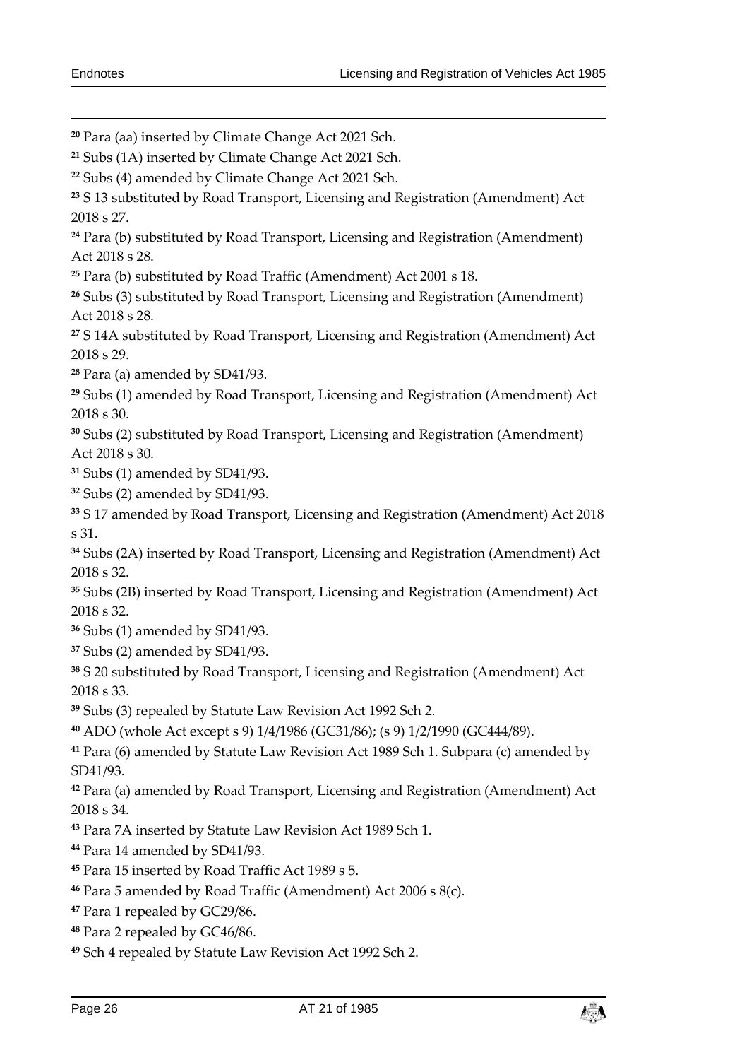[20] Para (aa) inserted by Climate Change Act 2021 Sch.

[21] Subs (1A) inserted by Climate Change Act 2021 Sch.

[22] Subs (4) amended by Climate Change Act 2021 Sch.

[23] S 13 substituted by Road Transport, Licensing and Registration (Amendment) Act 2018 s 27.

[24] Para (b) substituted by Road Transport, Licensing and Registration (Amendment) Act 2018 s 28.

[25] Para (b) substituted by Road Traffic (Amendment) Act 2001 s 18.

[26] Subs (3) substituted by Road Transport, Licensing and Registration (Amendment) Act 2018 s 28.

[27] S 14A substituted by Road Transport, Licensing and Registration (Amendment) Act 2018 s 29.

[28] Para (a) amended by SD41/93.

[29] Subs (1) amended by Road Transport, Licensing and Registration (Amendment) Act 2018 s 30.

[30] Subs (2) substituted by Road Transport, Licensing and Registration (Amendment) Act 2018 s 30.

[31] Subs (1) amended by SD41/93.

[32] Subs (2) amended by SD41/93.

[33] S 17 amended by Road Transport, Licensing and Registration (Amendment) Act 2018 s 31.

[34] Subs (2A) inserted by Road Transport, Licensing and Registration (Amendment) Act 2018 s 32.

[35] Subs (2B) inserted by Road Transport, Licensing and Registration (Amendment) Act 2018 s 32.

[36] Subs (1) amended by SD41/93.

[37] Subs (2) amended by SD41/93.

[38] S 20 substituted by Road Transport, Licensing and Registration (Amendment) Act 2018 s 33.

[39] Subs (3) repealed by Statute Law Revision Act 1992 Sch 2.

[40] ADO (whole Act except s 9) 1/4/1986 (GC31/86); (s 9) 1/2/1990 (GC444/89).

[41] Para (6) amended by Statute Law Revision Act 1989 Sch 1. Subpara (c) amended by SD41/93.

[42] Para (a) amended by Road Transport, Licensing and Registration (Amendment) Act 2018 s 34.

[43] Para 7A inserted by Statute Law Revision Act 1989 Sch 1.

[44] Para 14 amended by SD41/93.

[45] Para 15 inserted by Road Traffic Act 1989 s 5.

[46] Para 5 amended by Road Traffic (Amendment) Act 2006 s 8(c).

[47] Para 1 repealed by GC29/86.

[48] Para 2 repealed by GC46/86.

[49] Sch 4 repealed by Statute Law Revision Act 1992 Sch 2.